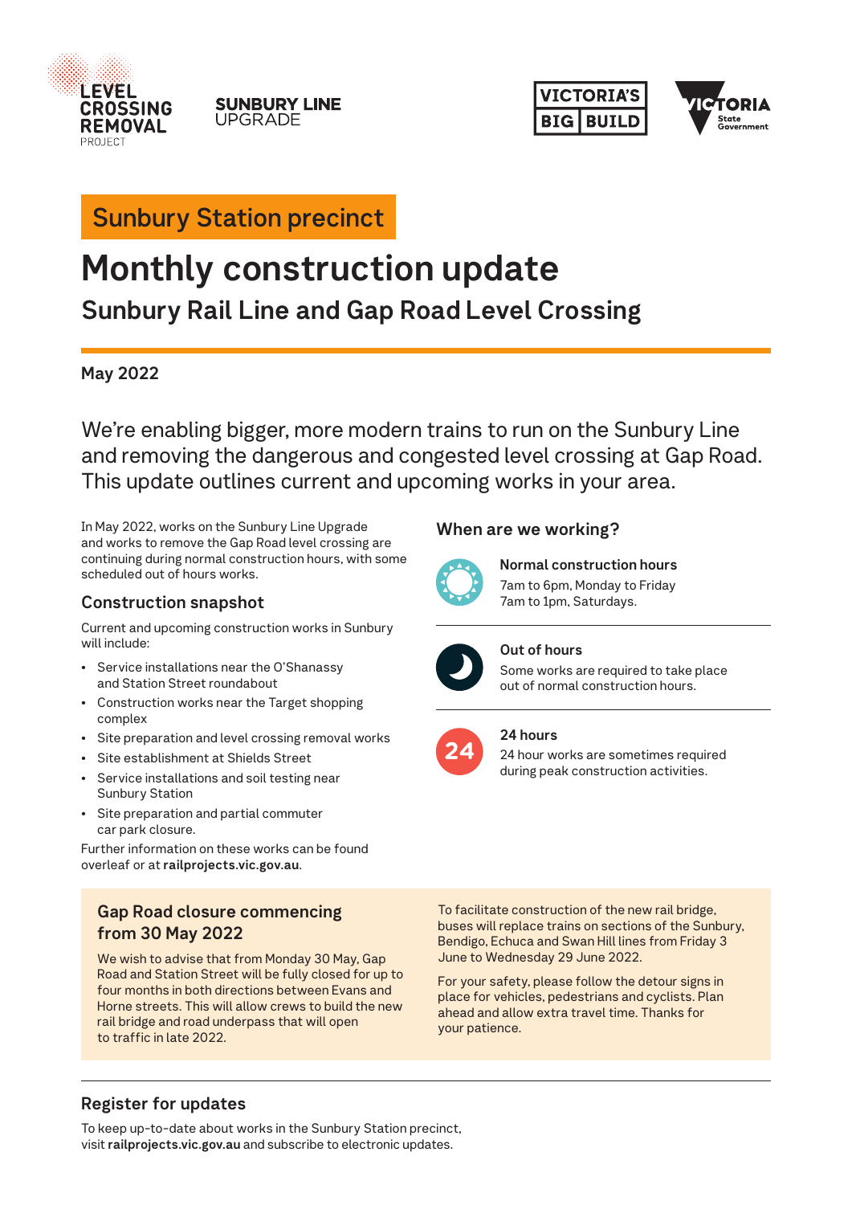LEVEL CROSSING REMOVAL PROJECT

SUNBURY LINE UPGRADE

VICTORIA'S BIG BUILD

VICTORIA State Government

Sunbury Station precinct

# Monthly construction update

## Sunbury Rail Line and Gap Road Level Crossing

**May 2022**

We're enabling bigger, more modern trains to run on the Sunbury Line and removing the dangerous and congested level crossing at Gap Road. This update outlines current and upcoming works in your area.

In May 2022, works on the Sunbury Line Upgrade and works to remove the Gap Road level crossing are continuing during normal construction hours, with some scheduled out of hours works.

### Construction snapshot

Current and upcoming construction works in Sunbury will include:

- Service installations near the O'Shanassy and Station Street roundabout
- Construction works near the Target shopping complex
- Site preparation and level crossing removal works
- Site establishment at Shields Street
- Service installations and soil testing near Sunbury Station
- Site preparation and partial commuter car park closure.

Further information on these works can be found overleaf or at **railprojects.vic.gov.au**.

### When are we working?

**Normal construction hours**

7am to 6pm, Monday to Friday
7am to 1pm, Saturdays.

**Out of hours**

Some works are required to take place out of normal construction hours.

**24 hours**

24 hour works are sometimes required during peak construction activities.

### Gap Road closure commencing from 30 May 2022

We wish to advise that from Monday 30 May, Gap Road and Station Street will be fully closed for up to four months in both directions between Evans and Horne streets. This will allow crews to build the new rail bridge and road underpass that will open to traffic in late 2022.

To facilitate construction of the new rail bridge, buses will replace trains on sections of the Sunbury, Bendigo, Echuca and Swan Hill lines from Friday 3 June to Wednesday 29 June 2022.

For your safety, please follow the detour signs in place for vehicles, pedestrians and cyclists. Plan ahead and allow extra travel time. Thanks for your patience.

### Register for updates

To keep up-to-date about works in the Sunbury Station precinct, visit **railprojects.vic.gov.au** and subscribe to electronic updates.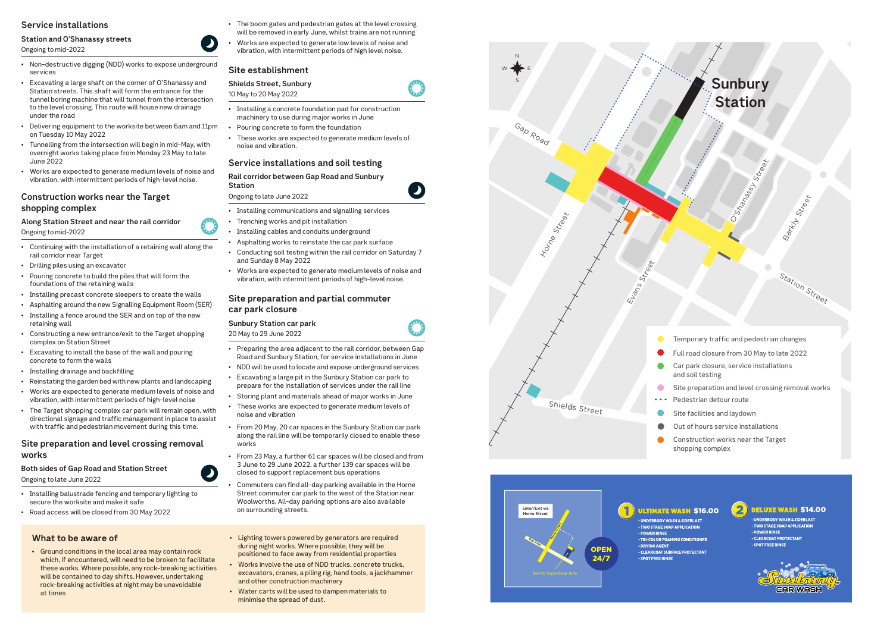## Service installations

### Station and O'Shanassy streets

Ongoing to mid-2022

- Non-destructive digging (NDD) works to expose underground services
- Excavating a large shaft on the corner of O'Shanassy and Station streets. This shaft will form the entrance for the tunnel boring machine that will tunnel from the intersection to the level crossing. This route will house new drainage under the road
- Delivering equipment to the worksite between 6am and 11pm on Tuesday 10 May 2022
- Tunnelling from the intersection will begin in mid-May, with overnight works taking place from Monday 23 May to late June 2022
- Works are expected to generate medium levels of noise and vibration, with intermittent periods of high-level noise.

## Construction works near the Target shopping complex

### Along Station Street and near the rail corridor

Ongoing to mid-2022

- Continuing with the installation of a retaining wall along the rail corridor near Target
- Drilling piles using an excavator
- Pouring concrete to build the piles that will form the foundations of the retaining walls
- Installing precast concrete sleepers to create the walls
- Asphalting around the new Signalling Equipment Room (SER)
- Installing a fence around the SER and on top of the new retaining wall
- Constructing a new entrance/exit to the Target shopping complex on Station Street
- Excavating to install the base of the wall and pouring concrete to form the walls
- Installing drainage and backfilling
- Reinstating the garden bed with new plants and landscaping
- Works are expected to generate medium levels of noise and vibration, with intermittent periods of high-level noise
- The Target shopping complex car park will remain open, with directional signage and traffic management in place to assist with traffic and pedestrian movement during this time.

## Site preparation and level crossing removal works

### Both sides of Gap Road and Station Street

Ongoing to late June 2022

- Installing balustrade fencing and temporary lighting to secure the worksite and make it safe
- Road access will be closed from 30 May 2022
- The boom gates and pedestrian gates at the level crossing will be removed in early June, whilst trains are not running
- Works are expected to generate low levels of noise and vibration, with intermittent periods of high level noise.

## Site establishment

### Shields Street, Sunbury

10 May to 20 May 2022

- Installing a concrete foundation pad for construction machinery to use during major works in June
- Pouring concrete to form the foundation
- These works are expected to generate medium levels of noise and vibration.

## Service installations and soil testing

### Rail corridor between Gap Road and Sunbury Station

Ongoing to late June 2022

- Installing communications and signalling services
- Trenching works and pit installation
- Installing cables and conduits underground
- Asphalting works to reinstate the car park surface
- Conducting soil testing within the rail corridor on Saturday 7 and Sunday 8 May 2022
- Works are expected to generate medium levels of noise and vibration, with intermittent periods of high-level noise.

## Site preparation and partial commuter car park closure

### Sunbury Station car park

20 May to 29 June 2022

- Preparing the area adjacent to the rail corridor, between Gap Road and Sunbury Station, for service installations in June
- NDD will be used to locate and expose underground services
- Excavating a large pit in the Sunbury Station car park to prepare for the installation of services under the rail line
- Storing plant and materials ahead of major works in June
- These works are expected to generate medium levels of noise and vibration
- From 20 May, 20 car spaces in the Sunbury Station car park along the rail line will be temporarily closed to enable these works
- From 23 May, a further 61 car spaces will be closed and from 3 June to 29 June 2022, a further 139 car spaces will be closed to support replacement bus operations
- Commuters can find all-day parking available in the Horne Street commuter car park to the west of the Station near Woolworths. All-day parking options are also available on surrounding streets.

## What to be aware of

- Ground conditions in the local area may contain rock which, if encountered, will need to be broken to facilitate these works. Where possible, any rock-breaking activities will be contained to day shifts. However, undertaking rock-breaking activities at night may be unavoidable at times
- Lighting towers powered by generators are required during night works. Where possible, they will be positioned to face away from residential properties
- Works involve the use of NDD trucks, concrete trucks, excavators, cranes, a piling rig, hand tools, a jackhammer and other construction machinery
- Water carts will be used to dampen materials to minimise the spread of dust.

**Sunbury Station**

Gap Road, Horne Street, Evans Street, O'Shanassy Street, Barkly Street, Station Street, Shields Street

- Temporary traffic and pedestrian changes
- Full road closure from 30 May to late 2022
- Car park closure, service installations and soil testing
- Site preparation and level crossing removal works
- Pedestrian detour route
- Site facilities and laydown
- Out of hours service installations
- Construction works near the Target shopping complex

Enter/Exit via Horne Street

Next to Supercheap Auto

OPEN 24/7

**1 ULTIMATE WASH $16.00**
- UNDERBODY WASH & SIDEBLAST
- TWO STAGE SOAP APPLICATION
- POWER RINSE
- TRI-COLOR FOAMING CONDITIONER
- DRYING AGENT
- CLEARCOAT SURFACE PROTECTANT
- SPOT FREE RINSE

**2 DELUXE WASH $14.00**
- UNDERBODY WASH & SIDEBLAST
- TWO STAGE SOAP APPLICATION
- POWER RINSE
- CLEARCOAT PROTECTANT
- SPOT FREE RINSE

Sunbury CAR WASH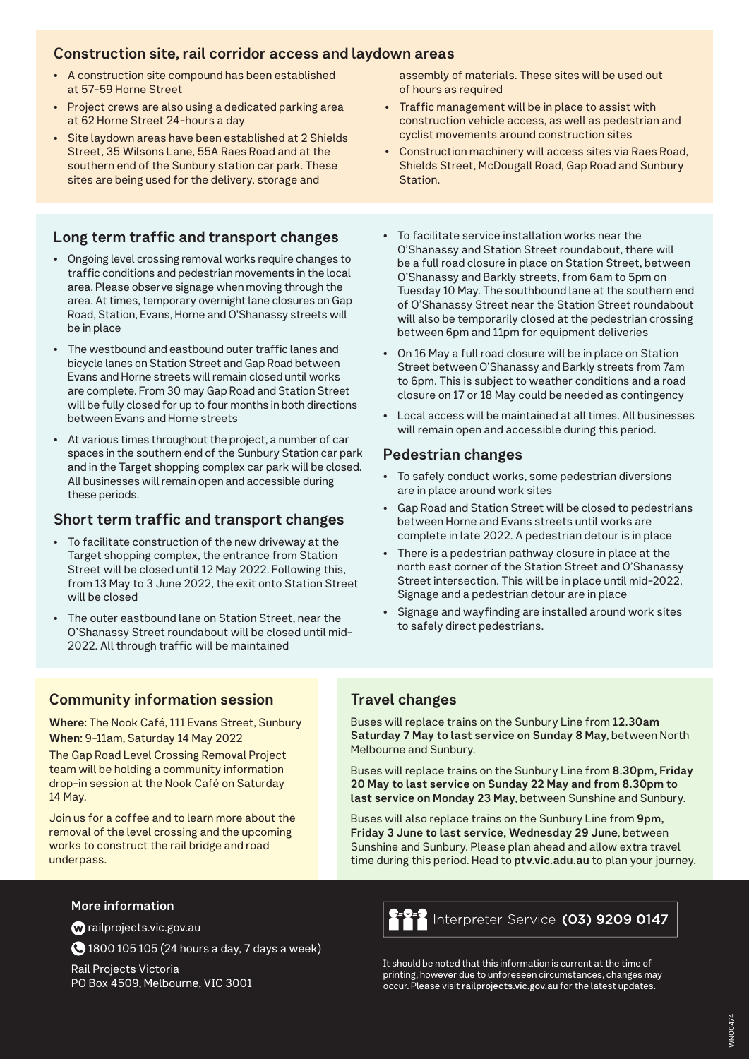## Construction site, rail corridor access and laydown areas

- A construction site compound has been established at 57-59 Horne Street
- Project crews are also using a dedicated parking area at 62 Horne Street 24-hours a day
- Site laydown areas have been established at 2 Shields Street, 35 Wilsons Lane, 55A Raes Road and at the southern end of the Sunbury station car park. These sites are being used for the delivery, storage and assembly of materials. These sites will be used out of hours as required
- Traffic management will be in place to assist with construction vehicle access, as well as pedestrian and cyclist movements around construction sites
- Construction machinery will access sites via Raes Road, Shields Street, McDougall Road, Gap Road and Sunbury Station.

## Long term traffic and transport changes

- Ongoing level crossing removal works require changes to traffic conditions and pedestrian movements in the local area. Please observe signage when moving through the area. At times, temporary overnight lane closures on Gap Road, Station, Evans, Horne and O'Shanassy streets will be in place
- The westbound and eastbound outer traffic lanes and bicycle lanes on Station Street and Gap Road between Evans and Horne streets will remain closed until works are complete. From 30 may Gap Road and Station Street will be fully closed for up to four months in both directions between Evans and Horne streets
- At various times throughout the project, a number of car spaces in the southern end of the Sunbury Station car park and in the Target shopping complex car park will be closed. All businesses will remain open and accessible during these periods.

## Short term traffic and transport changes

- To facilitate construction of the new driveway at the Target shopping complex, the entrance from Station Street will be closed until 12 May 2022. Following this, from 13 May to 3 June 2022, the exit onto Station Street will be closed
- The outer eastbound lane on Station Street, near the O'Shanassy Street roundabout will be closed until mid-2022. All through traffic will be maintained
- To facilitate service installation works near the O'Shanassy and Station Street roundabout, there will be a full road closure in place on Station Street, between O'Shanassy and Barkly streets, from 6am to 5pm on Tuesday 10 May. The southbound lane at the southern end of O'Shanassy Street near the Station Street roundabout will also be temporarily closed at the pedestrian crossing between 6pm and 11pm for equipment deliveries
- On 16 May a full road closure will be in place on Station Street between O'Shanassy and Barkly streets from 7am to 6pm. This is subject to weather conditions and a road closure on 17 or 18 May could be needed as contingency
- Local access will be maintained at all times. All businesses will remain open and accessible during this period.

## Pedestrian changes

- To safely conduct works, some pedestrian diversions are in place around work sites
- Gap Road and Station Street will be closed to pedestrians between Horne and Evans streets until works are complete in late 2022. A pedestrian detour is in place
- There is a pedestrian pathway closure in place at the north east corner of the Station Street and O'Shanassy Street intersection. This will be in place until mid-2022. Signage and a pedestrian detour are in place
- Signage and wayfinding are installed around work sites to safely direct pedestrians.

## Community information session

**Where:** The Nook Café, 111 Evans Street, Sunbury
**When:** 9-11am, Saturday 14 May 2022

The Gap Road Level Crossing Removal Project team will be holding a community information drop-in session at the Nook Café on Saturday 14 May.

Join us for a coffee and to learn more about the removal of the level crossing and the upcoming works to construct the rail bridge and road underpass.

## Travel changes

Buses will replace trains on the Sunbury Line from **12.30am Saturday 7 May to last service on Sunday 8 May**, between North Melbourne and Sunbury.

Buses will replace trains on the Sunbury Line from **8.30pm, Friday 20 May to last service on Sunday 22 May and from 8.30pm to last service on Monday 23 May**, between Sunshine and Sunbury.

Buses will also replace trains on the Sunbury Line from **9pm, Friday 3 June to last service, Wednesday 29 June**, between Sunshine and Sunbury. Please plan ahead and allow extra travel time during this period. Head to **ptv.vic.adu.au** to plan your journey.

### More information

railprojects.vic.gov.au

1800 105 105 (24 hours a day, 7 days a week)

Rail Projects Victoria
PO Box 4509, Melbourne, VIC 3001

Interpreter Service **(03) 9209 0147**

It should be noted that this information is current at the time of printing, however due to unforeseen circumstances, changes may occur. Please visit **railprojects.vic.gov.au** for the latest updates.

WN00474